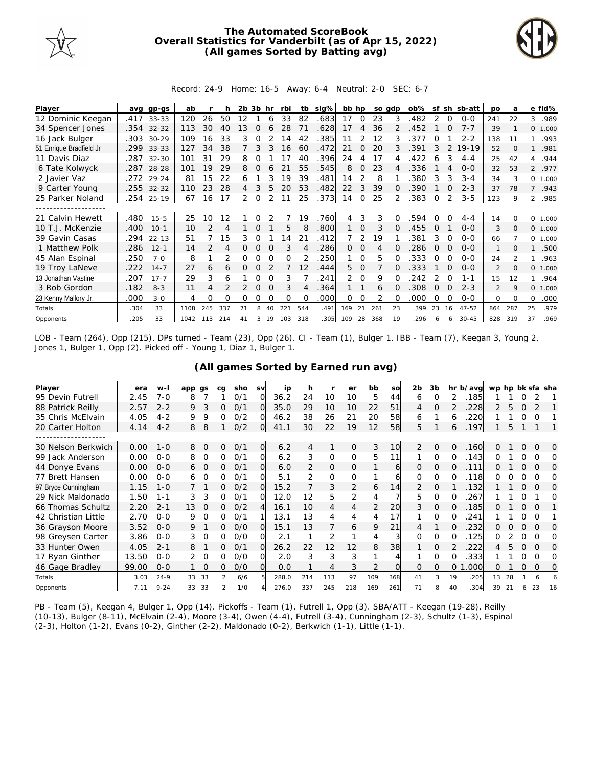# The Automated ScoreBook
## Overall Statistics for Vanderbilt (as of Apr 15, 2022)
### (All games Sorted by Batting avg)

Record: 24-9 Home: 16-5 Away: 6-4 Neutral: 2-0 SEC: 6-7

| Player | avg | gp-gs | ab | r | h | 2b | 3b | hr | rbi | tb | slg% | bb | hp | so | gdp | ob% | sf | sh | sb-att | po | a | e | fld% |
|---|---|---|---|---|---|---|---|---|---|---|---|---|---|---|---|---|---|---|---|---|---|---|---|
| 12 Dominic Keegan | .417 | 33-33 | 120 | 26 | 50 | 12 | 1 | 6 | 33 | 82 | .683 | 17 | 0 | 23 | 3 | .482 | 2 | 0 | 0-0 | 241 | 22 | 3 | .989 |
| 34 Spencer Jones | .354 | 32-32 | 113 | 30 | 40 | 13 | 0 | 6 | 28 | 71 | .628 | 17 | 4 | 36 | 2 | .452 | 1 | 0 | 7-7 | 39 | 1 | 0 | 1.000 |
| 16 Jack Bulger | .303 | 30-29 | 109 | 16 | 33 | 3 | 0 | 2 | 14 | 42 | .385 | 11 | 2 | 12 | 3 | .377 | 0 | 1 | 2-2 | 138 | 11 | 1 | .993 |
| 51 Enrique Bradfield Jr | .299 | 33-33 | 127 | 34 | 38 | 7 | 3 | 3 | 16 | 60 | .472 | 21 | 0 | 20 | 3 | .391 | 3 | 2 | 19-19 | 52 | 0 | 1 | .981 |
| 11 Davis Diaz | .287 | 32-30 | 101 | 31 | 29 | 8 | 0 | 1 | 17 | 40 | .396 | 24 | 4 | 17 | 4 | .422 | 6 | 3 | 4-4 | 25 | 42 | 4 | .944 |
| 6 Tate Kolwyck | .287 | 28-28 | 101 | 19 | 29 | 8 | 0 | 6 | 21 | 55 | .545 | 8 | 0 | 23 | 4 | .336 | 1 | 4 | 0-0 | 32 | 53 | 2 | .977 |
| 2 Javier Vaz | .272 | 29-24 | 81 | 15 | 22 | 6 | 1 | 3 | 19 | 39 | .481 | 14 | 2 | 8 | 1 | .380 | 3 | 3 | 3-4 | 34 | 3 | 0 | 1.000 |
| 9 Carter Young | .255 | 32-32 | 110 | 23 | 28 | 4 | 3 | 5 | 20 | 53 | .482 | 22 | 3 | 39 | 0 | .390 | 1 | 0 | 2-3 | 37 | 78 | 7 | .943 |
| 25 Parker Noland | .254 | 25-19 | 67 | 16 | 17 | 2 | 0 | 2 | 11 | 25 | .373 | 14 | 0 | 25 | 2 | .383 | 0 | 2 | 3-5 | 123 | 9 | 2 | .985 |
| 21 Calvin Hewett | .480 | 15-5 | 25 | 10 | 12 | 1 | 0 | 2 | 7 | 19 | .760 | 4 | 3 | 3 | 0 | .594 | 0 | 0 | 4-4 | 14 | 0 | 0 | 1.000 |
| 10 T.J. McKenzie | .400 | 10-1 | 10 | 2 | 4 | 1 | 0 | 1 | 5 | 8 | .800 | 1 | 0 | 3 | 0 | .455 | 0 | 1 | 0-0 | 3 | 0 | 0 | 1.000 |
| 39 Gavin Casas | .294 | 22-13 | 51 | 7 | 15 | 3 | 0 | 1 | 14 | 21 | .412 | 7 | 2 | 19 | 1 | .381 | 3 | 0 | 0-0 | 66 | 7 | 0 | 1.000 |
| 1 Matthew Polk | .286 | 12-1 | 14 | 2 | 4 | 0 | 0 | 0 | 3 | 4 | .286 | 0 | 0 | 4 | 0 | .286 | 0 | 0 | 0-0 | 1 | 0 | 1 | .500 |
| 45 Alan Espinal | .250 | 7-0 | 8 | 1 | 2 | 0 | 0 | 0 | 0 | 2 | .250 | 1 | 0 | 5 | 0 | .333 | 0 | 0 | 0-0 | 24 | 2 | 1 | .963 |
| 19 Troy LaNeve | .222 | 14-7 | 27 | 6 | 6 | 0 | 0 | 2 | 7 | 12 | .444 | 5 | 0 | 7 | 0 | .333 | 1 | 0 | 0-0 | 2 | 0 | 0 | 1.000 |
| 13 Jonathan Vastine | .207 | 17-7 | 29 | 3 | 6 | 1 | 0 | 0 | 3 | 7 | .241 | 2 | 0 | 9 | 0 | .242 | 2 | 0 | 1-1 | 15 | 12 | 1 | .964 |
| 3 Rob Gordon | .182 | 8-3 | 11 | 4 | 2 | 2 | 0 | 0 | 3 | 4 | .364 | 1 | 1 | 6 | 0 | .308 | 0 | 0 | 2-3 | 2 | 9 | 0 | 1.000 |
| 23 Kenny Mallory Jr. | .000 | 3-0 | 4 | 0 | 0 | 0 | 0 | 0 | 0 | 0 | .000 | 0 | 0 | 2 | 0 | .000 | 0 | 0 | 0-0 | 0 | 0 | 0 | .000 |
| Totals | .304 | 33 | 1108 | 245 | 337 | 71 | 8 | 40 | 221 | 544 | .491 | 169 | 21 | 261 | 23 | .399 | 23 | 16 | 47-52 | 864 | 287 | 25 | .979 |
| Opponents | .205 | 33 | 1042 | 113 | 214 | 41 | 3 | 19 | 103 | 318 | .305 | 109 | 28 | 368 | 19 | .296 | 6 | 6 | 30-45 | 828 | 319 | 37 | .969 |

LOB - Team (264), Opp (215). DPs turned - Team (23), Opp (26). CI - Team (1), Bulger 1. IBB - Team (7), Keegan 3, Young 2, Jones 1, Bulger 1, Opp (2). Picked off - Young 1, Diaz 1, Bulger 1.

### (All games Sorted by Earned run avg)

| Player | era | w-l | app | gs | cg | sho | sv | ip | h | r | er | bb | so | 2b | 3b | hr | b/avg | wp | hp | bk | sfa | sha |
|---|---|---|---|---|---|---|---|---|---|---|---|---|---|---|---|---|---|---|---|---|---|---|
| 95 Devin Futrell | 2.45 | 7-0 | 8 | 7 | 1 | 0/1 | 0 | 36.2 | 24 | 10 | 10 | 5 | 44 | 6 | 0 | 2 | .185 | 1 | 1 | 0 | 2 | 1 |
| 88 Patrick Reilly | 2.57 | 2-2 | 9 | 3 | 0 | 0/1 | 0 | 35.0 | 29 | 10 | 10 | 22 | 51 | 4 | 0 | 2 | .228 | 2 | 5 | 0 | 2 | 1 |
| 35 Chris McElvain | 4.05 | 4-2 | 9 | 9 | 0 | 0/2 | 0 | 46.2 | 38 | 26 | 21 | 20 | 58 | 6 | 1 | 6 | .220 | 1 | 1 | 0 | 0 | 1 |
| 20 Carter Holton | 4.14 | 4-2 | 8 | 8 | 1 | 0/2 | 0 | 41.1 | 30 | 22 | 19 | 12 | 58 | 5 | 1 | 6 | .197 | 1 | 5 | 1 | 1 | 1 |
| 30 Nelson Berkwich | 0.00 | 1-0 | 8 | 0 | 0 | 0/1 | 0 | 6.2 | 4 | 1 | 0 | 3 | 10 | 2 | 0 | 0 | .160 | 0 | 1 | 0 | 0 | 0 |
| 99 Jack Anderson | 0.00 | 0-0 | 8 | 0 | 0 | 0/1 | 0 | 6.2 | 3 | 0 | 0 | 5 | 11 | 1 | 0 | 0 | .143 | 0 | 1 | 0 | 0 | 0 |
| 44 Donye Evans | 0.00 | 0-0 | 6 | 0 | 0 | 0/1 | 0 | 6.0 | 2 | 0 | 0 | 1 | 6 | 0 | 0 | 0 | .111 | 0 | 1 | 0 | 0 | 0 |
| 77 Brett Hansen | 0.00 | 0-0 | 6 | 0 | 0 | 0/1 | 0 | 5.1 | 2 | 0 | 0 | 1 | 6 | 0 | 0 | 0 | .118 | 0 | 0 | 0 | 0 | 0 |
| 97 Bryce Cunningham | 1.15 | 1-0 | 7 | 1 | 0 | 0/2 | 0 | 15.2 | 7 | 3 | 2 | 6 | 14 | 2 | 0 | 1 | .132 | 1 | 1 | 0 | 0 | 0 |
| 29 Nick Maldonado | 1.50 | 1-1 | 3 | 3 | 0 | 0/1 | 0 | 12.0 | 12 | 5 | 2 | 4 | 7 | 5 | 0 | 0 | .267 | 1 | 1 | 0 | 1 | 0 |
| 66 Thomas Schultz | 2.20 | 2-1 | 13 | 0 | 0 | 0/2 | 4 | 16.1 | 10 | 4 | 4 | 2 | 20 | 3 | 0 | 0 | .185 | 0 | 1 | 0 | 0 | 1 |
| 42 Christian Little | 2.70 | 0-0 | 9 | 0 | 0 | 0/1 | 1 | 13.1 | 13 | 4 | 4 | 4 | 17 | 1 | 0 | 0 | .241 | 1 | 1 | 0 | 0 | 1 |
| 36 Grayson Moore | 3.52 | 0-0 | 9 | 1 | 0 | 0/0 | 0 | 15.1 | 13 | 7 | 6 | 9 | 21 | 4 | 1 | 0 | .232 | 0 | 0 | 0 | 0 | 0 |
| 98 Greysen Carter | 3.86 | 0-0 | 3 | 0 | 0 | 0/0 | 0 | 2.1 | 1 | 2 | 1 | 4 | 3 | 0 | 0 | 0 | .125 | 0 | 2 | 0 | 0 | 0 |
| 33 Hunter Owen | 4.05 | 2-1 | 8 | 1 | 0 | 0/1 | 0 | 26.2 | 22 | 12 | 12 | 8 | 38 | 1 | 0 | 2 | .222 | 4 | 5 | 0 | 0 | 0 |
| 17 Ryan Ginther | 13.50 | 0-0 | 2 | 0 | 0 | 0/0 | 0 | 2.0 | 3 | 3 | 3 | 1 | 4 | 1 | 0 | 0 | .333 | 1 | 1 | 0 | 0 | 0 |
| 46 Gage Bradley | 99.00 | 0-0 | 1 | 0 | 0 | 0/0 | 0 | 0.0 | 1 | 4 | 3 | 2 | 0 | 0 | 0 | 0 | 1.000 | 0 | 1 | 0 | 0 | 0 |
| Totals | 3.03 | 24-9 | 33 | 33 | 2 | 6/6 | 5 | 288.0 | 214 | 113 | 97 | 109 | 368 | 41 | 3 | 19 | .205 | 13 | 28 | 1 | 6 | 6 |
| Opponents | 7.11 | 9-24 | 33 | 33 | 2 | 1/0 | 4 | 276.0 | 337 | 245 | 218 | 169 | 261 | 71 | 8 | 40 | .304 | 39 | 21 | 6 | 23 | 16 |

PB - Team (5), Keegan 4, Bulger 1, Opp (14). Pickoffs - Team (1), Futrell 1, Opp (3). SBA/ATT - Keegan (19-28), Reilly (10-13), Bulger (8-11), McElvain (2-4), Moore (3-4), Owen (4-4), Futrell (3-4), Cunningham (2-3), Schultz (1-3), Espinal (2-3), Holton (1-2), Evans (0-2), Ginther (2-2), Maldonado (0-2), Berkwich (1-1), Little (1-1).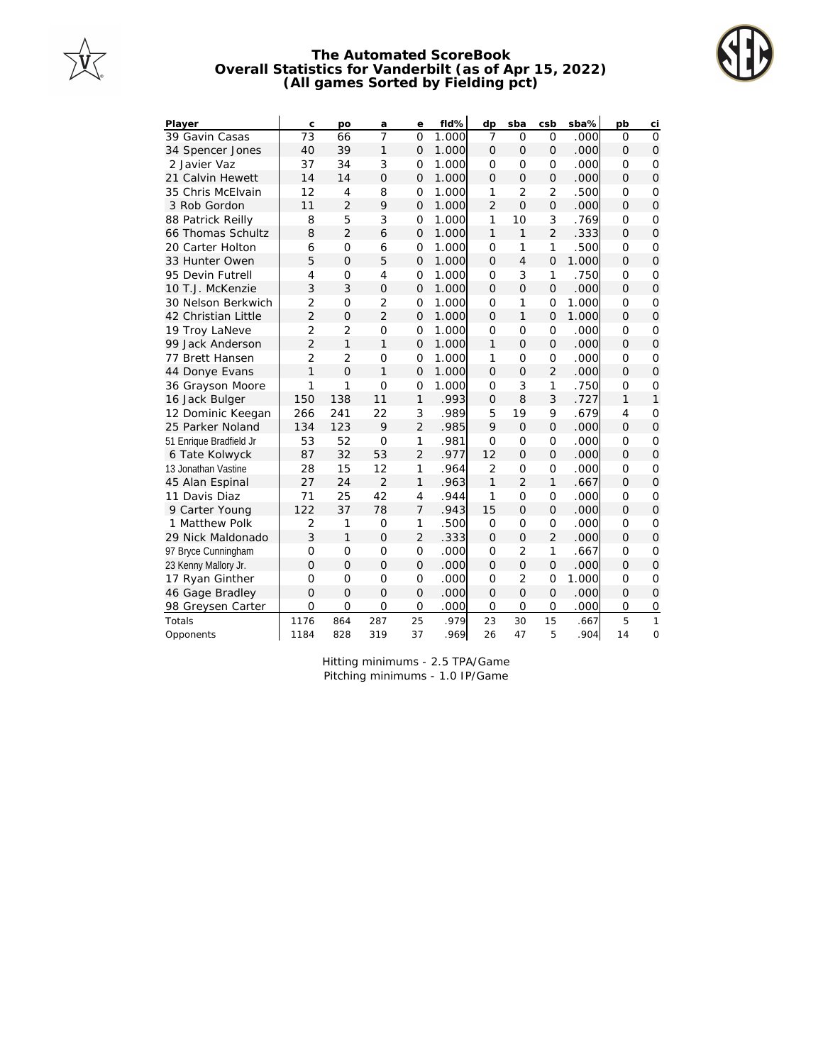# The Automated ScoreBook
## Overall Statistics for Vanderbilt (as of Apr 15, 2022)
### (All games Sorted by Fielding pct)

| Player | c | po | a | e | fld% | dp | sba | csb | sba% | pb | ci |
|---|---|---|---|---|---|---|---|---|---|---|---|
| 39 Gavin Casas | 73 | 66 | 7 | 0 | 1.000 | 7 | 0 | 0 | .000 | 0 | 0 |
| 34 Spencer Jones | 40 | 39 | 1 | 0 | 1.000 | 0 | 0 | 0 | .000 | 0 | 0 |
| 2 Javier Vaz | 37 | 34 | 3 | 0 | 1.000 | 0 | 0 | 0 | .000 | 0 | 0 |
| 21 Calvin Hewett | 14 | 14 | 0 | 0 | 1.000 | 0 | 0 | 0 | .000 | 0 | 0 |
| 35 Chris McElvain | 12 | 4 | 8 | 0 | 1.000 | 1 | 2 | 2 | .500 | 0 | 0 |
| 3 Rob Gordon | 11 | 2 | 9 | 0 | 1.000 | 2 | 0 | 0 | .000 | 0 | 0 |
| 88 Patrick Reilly | 8 | 5 | 3 | 0 | 1.000 | 1 | 10 | 3 | .769 | 0 | 0 |
| 66 Thomas Schultz | 8 | 2 | 6 | 0 | 1.000 | 1 | 1 | 2 | .333 | 0 | 0 |
| 20 Carter Holton | 6 | 0 | 6 | 0 | 1.000 | 0 | 1 | 1 | .500 | 0 | 0 |
| 33 Hunter Owen | 5 | 0 | 5 | 0 | 1.000 | 0 | 4 | 0 | 1.000 | 0 | 0 |
| 95 Devin Futrell | 4 | 0 | 4 | 0 | 1.000 | 0 | 3 | 1 | .750 | 0 | 0 |
| 10 T.J. McKenzie | 3 | 3 | 0 | 0 | 1.000 | 0 | 0 | 0 | .000 | 0 | 0 |
| 30 Nelson Berkwich | 2 | 0 | 2 | 0 | 1.000 | 0 | 1 | 0 | 1.000 | 0 | 0 |
| 42 Christian Little | 2 | 0 | 2 | 0 | 1.000 | 0 | 1 | 0 | 1.000 | 0 | 0 |
| 19 Troy LaNeve | 2 | 2 | 0 | 0 | 1.000 | 0 | 0 | 0 | .000 | 0 | 0 |
| 99 Jack Anderson | 2 | 1 | 1 | 0 | 1.000 | 1 | 0 | 0 | .000 | 0 | 0 |
| 77 Brett Hansen | 2 | 2 | 0 | 0 | 1.000 | 1 | 0 | 0 | .000 | 0 | 0 |
| 44 Donye Evans | 1 | 0 | 1 | 0 | 1.000 | 0 | 0 | 2 | .000 | 0 | 0 |
| 36 Grayson Moore | 1 | 1 | 0 | 0 | 1.000 | 0 | 3 | 1 | .750 | 0 | 0 |
| 16 Jack Bulger | 150 | 138 | 11 | 1 | .993 | 0 | 8 | 3 | .727 | 1 | 1 |
| 12 Dominic Keegan | 266 | 241 | 22 | 3 | .989 | 5 | 19 | 9 | .679 | 4 | 0 |
| 25 Parker Noland | 134 | 123 | 9 | 2 | .985 | 9 | 0 | 0 | .000 | 0 | 0 |
| 51 Enrique Bradfield Jr | 53 | 52 | 0 | 1 | .981 | 0 | 0 | 0 | .000 | 0 | 0 |
| 6 Tate Kolwyck | 87 | 32 | 53 | 2 | .977 | 12 | 0 | 0 | .000 | 0 | 0 |
| 13 Jonathan Vastine | 28 | 15 | 12 | 1 | .964 | 2 | 0 | 0 | .000 | 0 | 0 |
| 45 Alan Espinal | 27 | 24 | 2 | 1 | .963 | 1 | 2 | 1 | .667 | 0 | 0 |
| 11 Davis Diaz | 71 | 25 | 42 | 4 | .944 | 1 | 0 | 0 | .000 | 0 | 0 |
| 9 Carter Young | 122 | 37 | 78 | 7 | .943 | 15 | 0 | 0 | .000 | 0 | 0 |
| 1 Matthew Polk | 2 | 1 | 0 | 1 | .500 | 0 | 0 | 0 | .000 | 0 | 0 |
| 29 Nick Maldonado | 3 | 1 | 0 | 2 | .333 | 0 | 0 | 2 | .000 | 0 | 0 |
| 97 Bryce Cunningham | 0 | 0 | 0 | 0 | .000 | 0 | 2 | 1 | .667 | 0 | 0 |
| 23 Kenny Mallory Jr. | 0 | 0 | 0 | 0 | .000 | 0 | 0 | 0 | .000 | 0 | 0 |
| 17 Ryan Ginther | 0 | 0 | 0 | 0 | .000 | 0 | 2 | 0 | 1.000 | 0 | 0 |
| 46 Gage Bradley | 0 | 0 | 0 | 0 | .000 | 0 | 0 | 0 | .000 | 0 | 0 |
| 98 Greysen Carter | 0 | 0 | 0 | 0 | .000 | 0 | 0 | 0 | .000 | 0 | 0 |
| Totals | 1176 | 864 | 287 | 25 | .979 | 23 | 30 | 15 | .667 | 5 | 1 |
| Opponents | 1184 | 828 | 319 | 37 | .969 | 26 | 47 | 5 | .904 | 14 | 0 |

Hitting minimums - 2.5 TPA/Game
Pitching minimums - 1.0 IP/Game